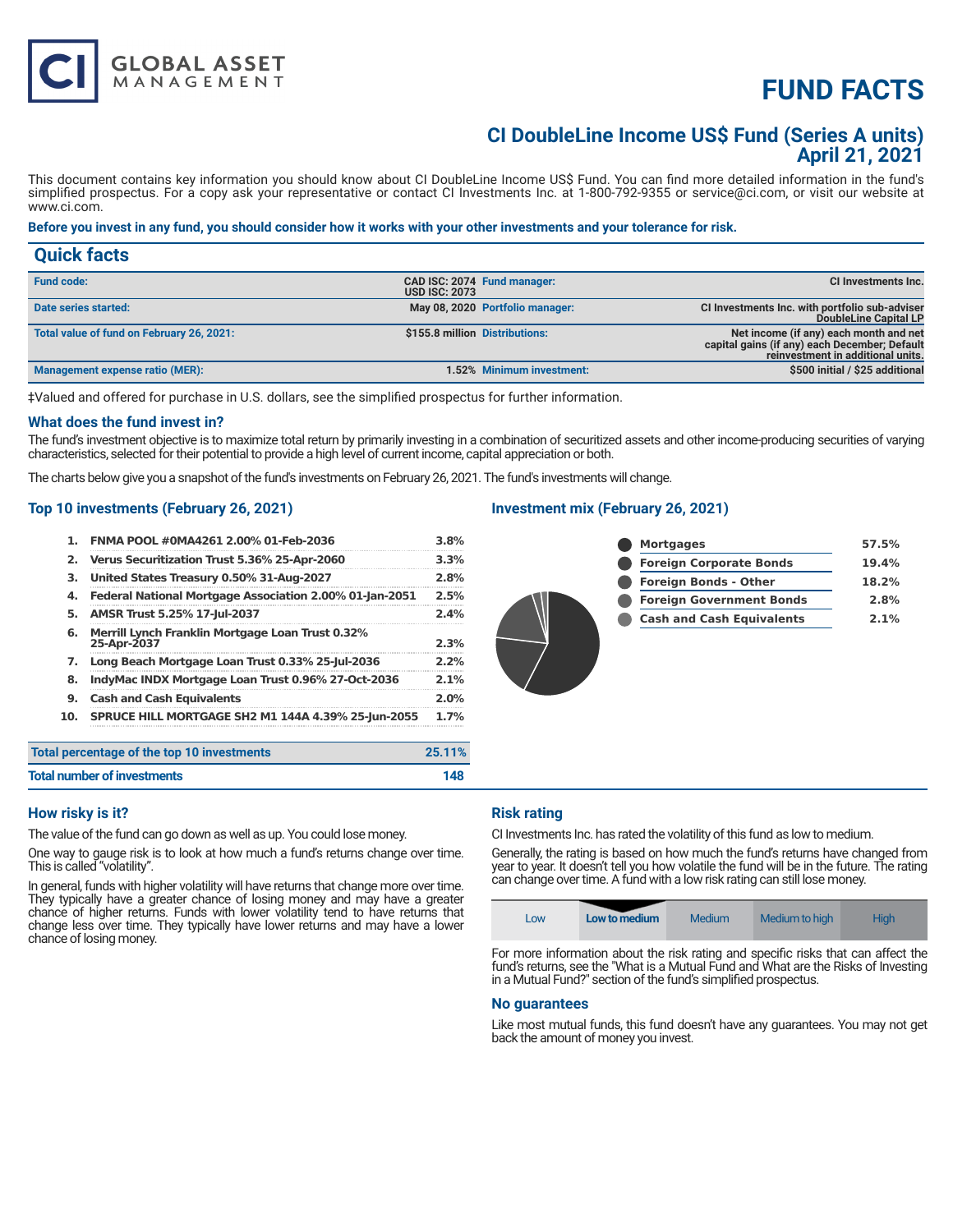# FUND FACTS

## CI DoubleLine Income US$ Fund (Series A units)
## April 21, 2021

This document contains key information you should know about CI DoubleLine Income US$ Fund. You can find more detailed information in the fund's simplified prospectus. For a copy ask your representative or contact CI Investments Inc. at 1-800-792-9355 or service@ci.com, or visit our website at www.ci.com.

**Before you invest in any fund, you should consider how it works with your other investments and your tolerance for risk.**

## Quick facts

| | | | |
|---|---|---|---|
| **Fund code:** | CAD ISC: 2074 USD ISC: 2073 | **Fund manager:** | CI Investments Inc. |
| **Date series started:** | May 08, 2020 | **Portfolio manager:** | CI Investments Inc. with portfolio sub-adviser DoubleLine Capital LP |
| **Total value of fund on February 26, 2021:** | $155.8 million | **Distributions:** | Net income (if any) each month and net capital gains (if any) each December; Default reinvestment in additional units. |
| **Management expense ratio (MER):** | 1.52% | **Minimum investment:** | $500 initial / $25 additional |

‡Valued and offered for purchase in U.S. dollars, see the simplified prospectus for further information.

### What does the fund invest in?

The fund's investment objective is to maximize total return by primarily investing in a combination of securitized assets and other income-producing securities of varying characteristics, selected for their potential to provide a high level of current income, capital appreciation or both.

The charts below give you a snapshot of the fund's investments on February 26, 2021. The fund's investments will change.

### Top 10 investments (February 26, 2021)

| | | |
|---|---|---|
| 1. | FNMA POOL #0MA4261 2.00% 01-Feb-2036 | 3.8% |
| 2. | Verus Securitization Trust 5.36% 25-Apr-2060 | 3.3% |
| 3. | United States Treasury 0.50% 31-Aug-2027 | 2.8% |
| 4. | Federal National Mortgage Association 2.00% 01-Jan-2051 | 2.5% |
| 5. | AMSR Trust 5.25% 17-Jul-2037 | 2.4% |
| 6. | Merrill Lynch Franklin Mortgage Loan Trust 0.32% 25-Apr-2037 | 2.3% |
| 7. | Long Beach Mortgage Loan Trust 0.33% 25-Jul-2036 | 2.2% |
| 8. | IndyMac INDX Mortgage Loan Trust 0.96% 27-Oct-2036 | 2.1% |
| 9. | Cash and Cash Equivalents | 2.0% |
| 10. | SPRUCE HILL MORTGAGE SH2 M1 144A 4.39% 25-Jun-2055 | 1.7% |

| | |
|---|---|
| **Total percentage of the top 10 investments** | **25.11%** |
| **Total number of investments** | **148** |

### Investment mix (February 26, 2021)

| | |
|---|---|
| Mortgages | 57.5% |
| Foreign Corporate Bonds | 19.4% |
| Foreign Bonds - Other | 18.2% |
| Foreign Government Bonds | 2.8% |
| Cash and Cash Equivalents | 2.1% |

### How risky is it?

The value of the fund can go down as well as up. You could lose money.

One way to gauge risk is to look at how much a fund's returns change over time. This is called "volatility".

In general, funds with higher volatility will have returns that change more over time. They typically have a greater chance of losing money and may have a greater chance of higher returns. Funds with lower volatility tend to have returns that change less over time. They typically have lower returns and may have a lower chance of losing money.

### Risk rating

CI Investments Inc. has rated the volatility of this fund as low to medium.

Generally, the rating is based on how much the fund's returns have changed from year to year. It doesn't tell you how volatile the fund will be in the future. The rating can change over time. A fund with a low risk rating can still lose money.

| Low | **Low to medium** | Medium | Medium to high | High |
|---|---|---|---|---|

For more information about the risk rating and specific risks that can affect the fund's returns, see the "What is a Mutual Fund and What are the Risks of Investing in a Mutual Fund?" section of the fund's simplified prospectus.

### No guarantees

Like most mutual funds, this fund doesn't have any guarantees. You may not get back the amount of money you invest.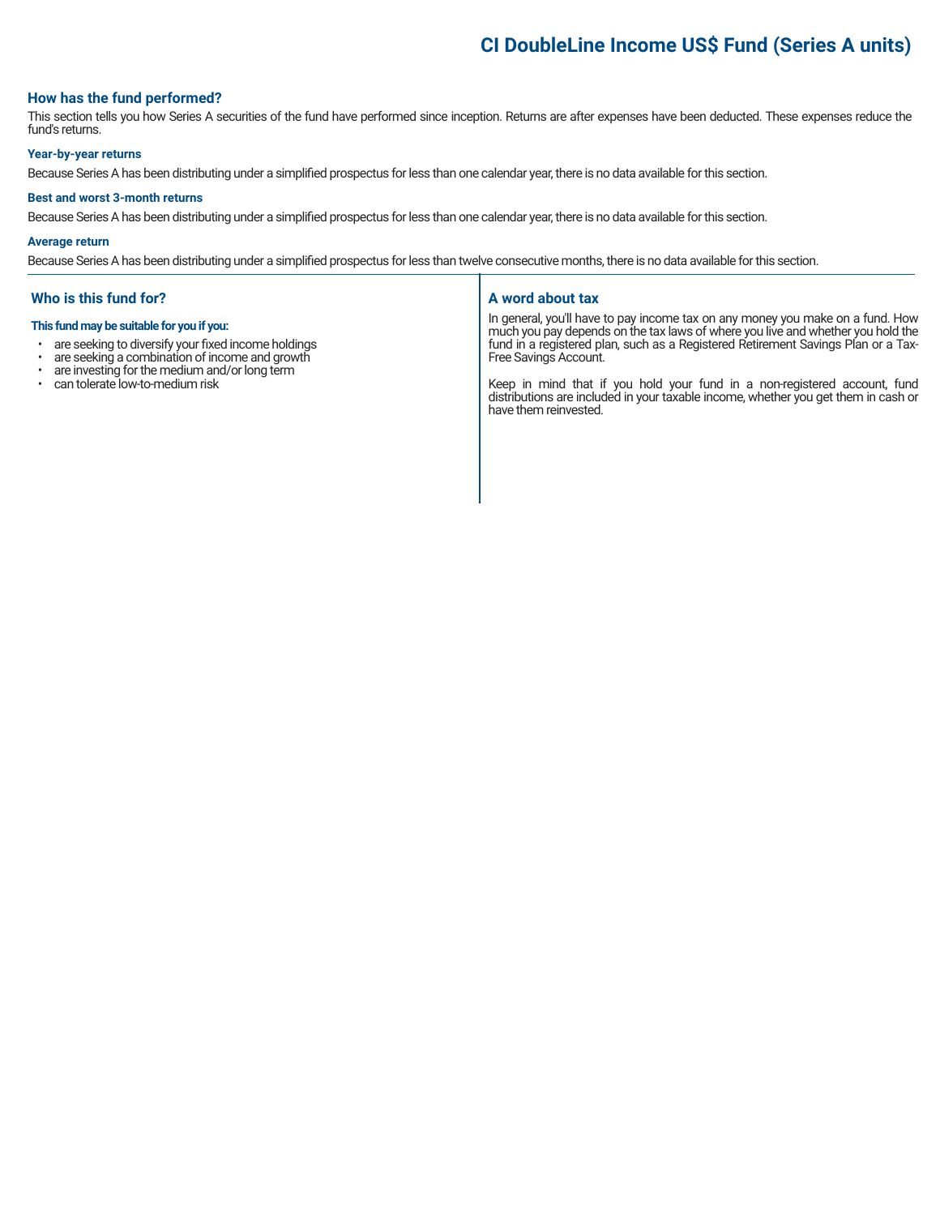## How has the fund performed?

This section tells you how Series A securities of the fund have performed since inception. Returns are after expenses have been deducted. These expenses reduce the fund's returns.

### Year-by-year returns

Because Series A has been distributing under a simplified prospectus for less than one calendar year, there is no data available for this section.

### Best and worst 3-month returns

Because Series A has been distributing under a simplified prospectus for less than one calendar year, there is no data available for this section.

### Average return

Because Series A has been distributing under a simplified prospectus for less than twelve consecutive months, there is no data available for this section.

## Who is this fund for?

**This fund may be suitable for you if you:**

- are seeking to diversify your fixed income holdings
- are seeking a combination of income and growth
- are investing for the medium and/or long term
- can tolerate low-to-medium risk

## A word about tax

In general, you'll have to pay income tax on any money you make on a fund. How much you pay depends on the tax laws of where you live and whether you hold the fund in a registered plan, such as a Registered Retirement Savings Plan or a Tax-Free Savings Account.

Keep in mind that if you hold your fund in a non-registered account, fund distributions are included in your taxable income, whether you get them in cash or have them reinvested.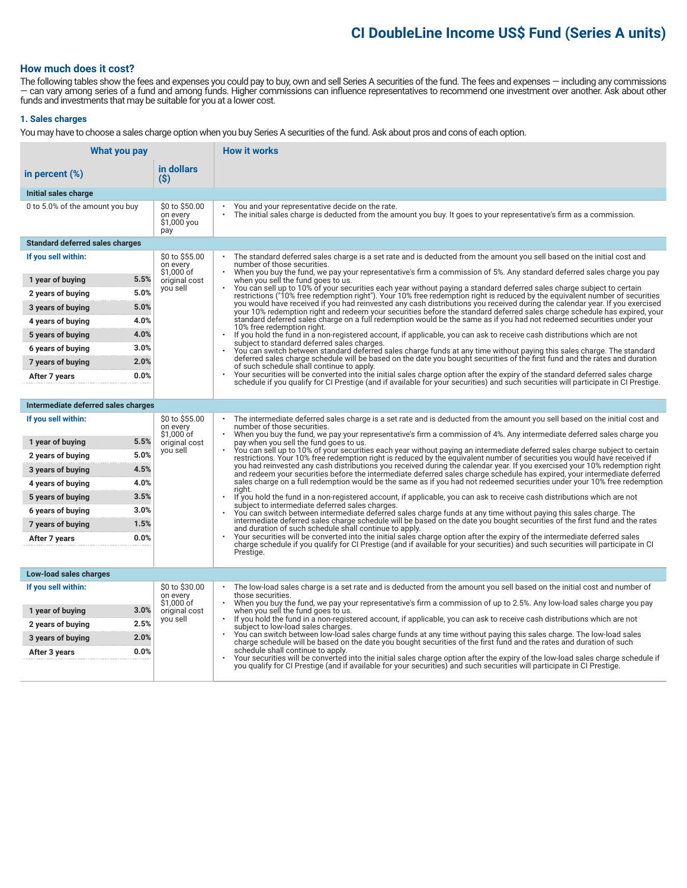# CI DoubleLine Income US$ Fund (Series A units)

## How much does it cost?

The following tables show the fees and expenses you could pay to buy, own and sell Series A securities of the fund. The fees and expenses — including any commissions — can vary among series of a fund and among funds. Higher commissions can influence representatives to recommend one investment over another. Ask about other funds and investments that may be suitable for you at a lower cost.

### 1. Sales charges

You may have to choose a sales charge option when you buy Series A securities of the fund. Ask about pros and cons of each option.

| What you pay | | | How it works |
|---|---|---|---|
| **in percent (%)** | | **in dollars ($)** | |
| **Initial sales charge** | | | |
| 0 to 5.0% of the amount you buy | | $0 to $50.00 on every $1,000 you pay | • You and your representative decide on the rate.<br>• The initial sales charge is deducted from the amount you buy. It goes to your representative's firm as a commission. |
| **Standard deferred sales charges** | | | |
| **If you sell within:** | | $0 to $55.00 on every $1,000 of original cost you sell | • The standard deferred sales charge is a set rate and is deducted from the amount you sell based on the initial cost and number of those securities.<br>• When you buy the fund, we pay your representative's firm a commission of 5%. Any standard deferred sales charge you pay when you sell the fund goes to us.<br>• You can sell up to 10% of your securities each year without paying a standard deferred sales charge subject to certain restrictions ("10% free redemption right"). Your 10% free redemption right is reduced by the equivalent number of securities you would have received if you had reinvested any cash distributions you received during the calendar year. If you exercised your 10% redemption right and redeem your securities before the standard deferred sales charge schedule has expired, your standard deferred sales charge on a full redemption would be the same as if you had not redeemed securities under your 10% free redemption right.<br>• If you hold the fund in a non-registered account, if applicable, you can ask to receive cash distributions which are not subject to standard deferred sales charges.<br>• You can switch between standard deferred sales charge funds at any time without paying this sales charge. The standard deferred sales charge schedule will be based on the date you bought securities of the first fund and the rates and duration of such schedule shall continue to apply.<br>• Your securities will be converted into the initial sales charge option after the expiry of the standard deferred sales charge schedule if you qualify for CI Prestige (and if available for your securities) and such securities will participate in CI Prestige. |
| 1 year of buying | 5.5% | | |
| 2 years of buying | 5.0% | | |
| 3 years of buying | 5.0% | | |
| 4 years of buying | 4.0% | | |
| 5 years of buying | 4.0% | | |
| 6 years of buying | 3.0% | | |
| 7 years of buying | 2.0% | | |
| After 7 years | 0.0% | | |
| **Intermediate deferred sales charges** | | | |
| **If you sell within:** | | $0 to $55.00 on every $1,000 of original cost you sell | • The intermediate deferred sales charge is a set rate and is deducted from the amount you sell based on the initial cost and number of those securities.<br>• When you buy the fund, we pay your representative's firm a commission of 4%. Any intermediate deferred sales charge you pay when you sell the fund goes to us.<br>• You can sell up to 10% of your securities each year without paying an intermediate deferred sales charge subject to certain restrictions. Your 10% free redemption right is reduced by the equivalent number of securities you would have received if you had reinvested any cash distributions you received during the calendar year. If you exercised your 10% redemption right and redeem your securities before the intermediate deferred sales charge schedule has expired, your intermediate deferred sales charge on a full redemption would be the same as if you had not redeemed securities under your 10% free redemption right.<br>• If you hold the fund in a non-registered account, if applicable, you can ask to receive cash distributions which are not subject to intermediate deferred sales charges.<br>• You can switch between intermediate deferred sales charge funds at any time without paying this sales charge. The intermediate deferred sales charge schedule will be based on the date you bought securities of the first fund and the rates and duration of such schedule shall continue to apply.<br>• Your securities will be converted into the initial sales charge option after the expiry of the intermediate deferred sales charge schedule if you qualify for CI Prestige (and if available for your securities) and such securities will participate in CI Prestige. |
| 1 year of buying | 5.5% | | |
| 2 years of buying | 5.0% | | |
| 3 years of buying | 4.5% | | |
| 4 years of buying | 4.0% | | |
| 5 years of buying | 3.5% | | |
| 6 years of buying | 3.0% | | |
| 7 years of buying | 1.5% | | |
| After 7 years | 0.0% | | |
| **Low-load sales charges** | | | |
| **If you sell within:** | | $0 to $30.00 on every $1,000 of original cost you sell | • The low-load sales charge is a set rate and is deducted from the amount you sell based on the initial cost and number of those securities.<br>• When you buy the fund, we pay your representative's firm a commission of up to 2.5%. Any low-load sales charge you pay when you sell the fund goes to us.<br>• If you hold the fund in a non-registered account, if applicable, you can ask to receive cash distributions which are not subject to low-load sales charges.<br>• You can switch between low-load sales charge funds at any time without paying this sales charge. The low-load sales charge schedule will be based on the date you bought securities of the first fund and the rates and duration of such schedule shall continue to apply.<br>• Your securities will be converted into the initial sales charge option after the expiry of the low-load sales charge schedule if you qualify for CI Prestige (and if available for your securities) and such securities will participate in CI Prestige. |
| 1 year of buying | 3.0% | | |
| 2 years of buying | 2.5% | | |
| 3 years of buying | 2.0% | | |
| After 3 years | 0.0% | | |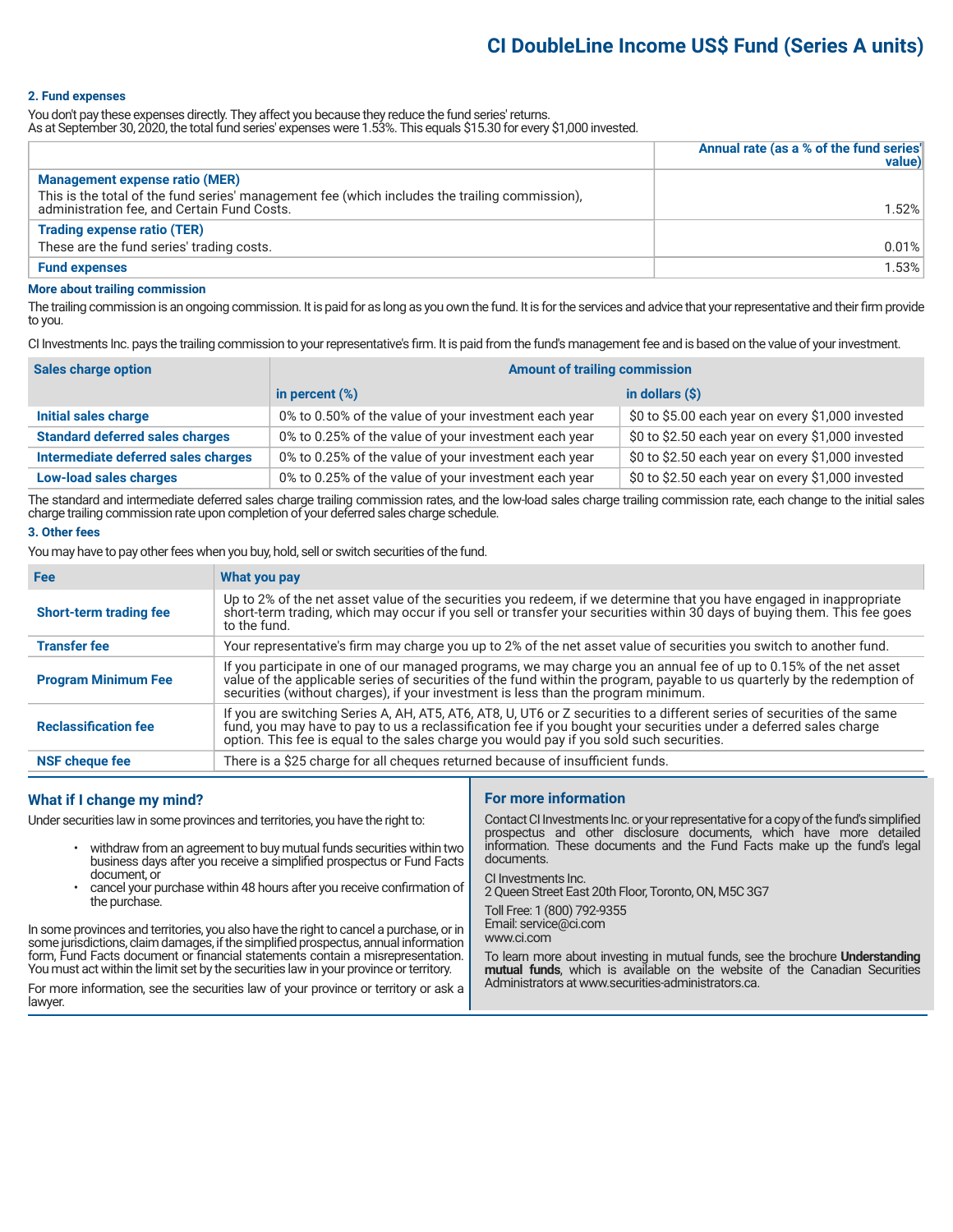# CI DoubleLine Income US$ Fund (Series A units)

### 2. Fund expenses

You don't pay these expenses directly. They affect you because they reduce the fund series' returns.
As at September 30, 2020, the total fund series' expenses were 1.53%. This equals $15.30 for every $1,000 invested.

| | Annual rate (as a % of the fund series' value) |
|---|---|
| **Management expense ratio (MER)**<br>This is the total of the fund series' management fee (which includes the trailing commission), administration fee, and Certain Fund Costs. | 1.52% |
| **Trading expense ratio (TER)**<br>These are the fund series' trading costs. | 0.01% |
| **Fund expenses** | 1.53% |

#### More about trailing commission

The trailing commission is an ongoing commission. It is paid for as long as you own the fund. It is for the services and advice that your representative and their firm provide to you.

CI Investments Inc. pays the trailing commission to your representative's firm. It is paid from the fund's management fee and is based on the value of your investment.

| Sales charge option | Amount of trailing commission | |
|---|---|---|
| | in percent (%) | in dollars ($) |
| **Initial sales charge** | 0% to 0.50% of the value of your investment each year | $0 to $5.00 each year on every $1,000 invested |
| **Standard deferred sales charges** | 0% to 0.25% of the value of your investment each year | $0 to $2.50 each year on every $1,000 invested |
| **Intermediate deferred sales charges** | 0% to 0.25% of the value of your investment each year | $0 to $2.50 each year on every $1,000 invested |
| **Low-load sales charges** | 0% to 0.25% of the value of your investment each year | $0 to $2.50 each year on every $1,000 invested |

The standard and intermediate deferred sales charge trailing commission rates, and the low-load sales charge trailing commission rate, each change to the initial sales charge trailing commission rate upon completion of your deferred sales charge schedule.

### 3. Other fees

You may have to pay other fees when you buy, hold, sell or switch securities of the fund.

| Fee | What you pay |
|---|---|
| **Short-term trading fee** | Up to 2% of the net asset value of the securities you redeem, if we determine that you have engaged in inappropriate short-term trading, which may occur if you sell or transfer your securities within 30 days of buying them. This fee goes to the fund. |
| **Transfer fee** | Your representative's firm may charge you up to 2% of the net asset value of securities you switch to another fund. |
| **Program Minimum Fee** | If you participate in one of our managed programs, we may charge you an annual fee of up to 0.15% of the net asset value of the applicable series of securities of the fund within the program, payable to us quarterly by the redemption of securities (without charges), if your investment is less than the program minimum. |
| **Reclassification fee** | If you are switching Series A, AH, AT5, AT6, AT8, U, UT6 or Z securities to a different series of securities of the same fund, you may have to pay to us a reclassification fee if you bought your securities under a deferred sales charge option. This fee is equal to the sales charge you would pay if you sold such securities. |
| **NSF cheque fee** | There is a $25 charge for all cheques returned because of insufficient funds. |

## What if I change my mind?

Under securities law in some provinces and territories, you have the right to:

- withdraw from an agreement to buy mutual funds securities within two business days after you receive a simplified prospectus or Fund Facts document, or
- cancel your purchase within 48 hours after you receive confirmation of the purchase.

In some provinces and territories, you also have the right to cancel a purchase, or in some jurisdictions, claim damages, if the simplified prospectus, annual information form, Fund Facts document or financial statements contain a misrepresentation. You must act within the limit set by the securities law in your province or territory.

For more information, see the securities law of your province or territory or ask a lawyer.

## For more information

Contact CI Investments Inc. or your representative for a copy of the fund's simplified prospectus and other disclosure documents, which have more detailed information. These documents and the Fund Facts make up the fund's legal documents.

CI Investments Inc.
2 Queen Street East 20th Floor, Toronto, ON, M5C 3G7

Toll Free: 1 (800) 792-9355
Email: service@ci.com
www.ci.com

To learn more about investing in mutual funds, see the brochure **Understanding mutual funds**, which is available on the website of the Canadian Securities Administrators at www.securities-administrators.ca.